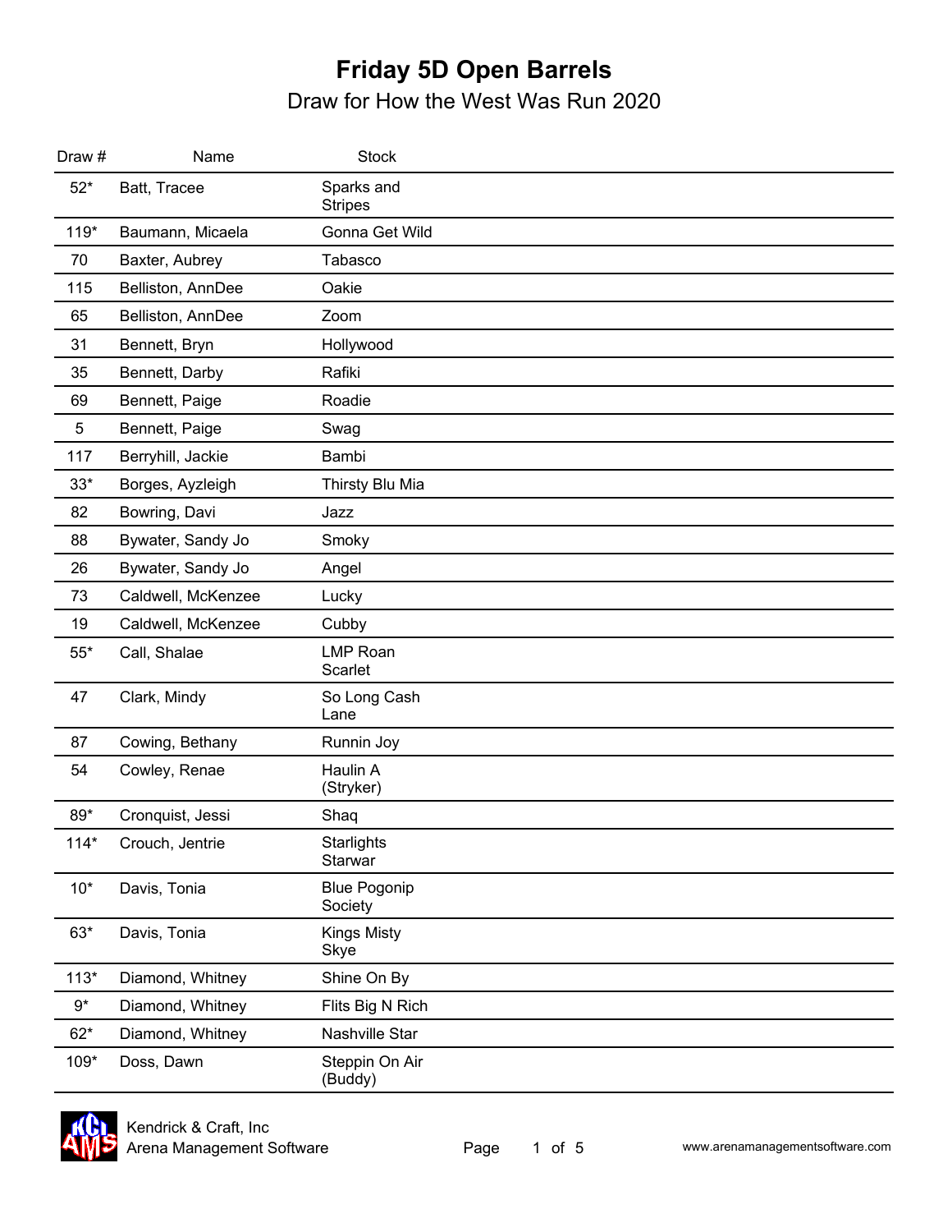# Friday 5D Open Barrels

## Draw for How the West Was Run 2020

| Draw # | Name | Stock |
|---|---|---|
| 52* | Batt, Tracee | Sparks and Stripes |
| 119* | Baumann, Micaela | Gonna Get Wild |
| 70 | Baxter, Aubrey | Tabasco |
| 115 | Belliston, AnnDee | Oakie |
| 65 | Belliston, AnnDee | Zoom |
| 31 | Bennett, Bryn | Hollywood |
| 35 | Bennett, Darby | Rafiki |
| 69 | Bennett, Paige | Roadie |
| 5 | Bennett, Paige | Swag |
| 117 | Berryhill, Jackie | Bambi |
| 33* | Borges, Ayzleigh | Thirsty Blu Mia |
| 82 | Bowring, Davi | Jazz |
| 88 | Bywater, Sandy Jo | Smoky |
| 26 | Bywater, Sandy Jo | Angel |
| 73 | Caldwell, McKenzee | Lucky |
| 19 | Caldwell, McKenzee | Cubby |
| 55* | Call, Shalae | LMP Roan Scarlet |
| 47 | Clark, Mindy | So Long Cash Lane |
| 87 | Cowing, Bethany | Runnin Joy |
| 54 | Cowley, Renae | Haulin A (Stryker) |
| 89* | Cronquist, Jessi | Shaq |
| 114* | Crouch, Jentrie | Starlights Starwar |
| 10* | Davis, Tonia | Blue Pogonip Society |
| 63* | Davis, Tonia | Kings Misty Skye |
| 113* | Diamond, Whitney | Shine On By |
| 9* | Diamond, Whitney | Flits Big N Rich |
| 62* | Diamond, Whitney | Nashville Star |
| 109* | Doss, Dawn | Steppin On Air (Buddy) |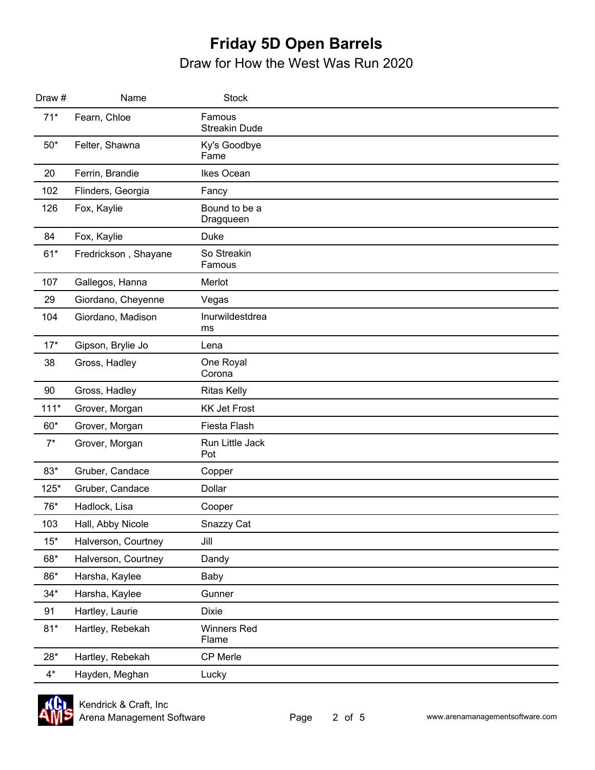# Friday 5D Open Barrels

## Draw for How the West Was Run 2020

| Draw # | Name | Stock |
|---|---|---|
| 71* | Fearn, Chloe | Famous Streakin Dude |
| 50* | Felter, Shawna | Ky's Goodbye Fame |
| 20 | Ferrin, Brandie | Ikes Ocean |
| 102 | Flinders, Georgia | Fancy |
| 126 | Fox, Kaylie | Bound to be a Dragqueen |
| 84 | Fox, Kaylie | Duke |
| 61* | Fredrickson , Shayane | So Streakin Famous |
| 107 | Gallegos, Hanna | Merlot |
| 29 | Giordano, Cheyenne | Vegas |
| 104 | Giordano, Madison | Inurwildestdreams |
| 17* | Gipson, Brylie Jo | Lena |
| 38 | Gross, Hadley | One Royal Corona |
| 90 | Gross, Hadley | Ritas Kelly |
| 111* | Grover, Morgan | KK Jet Frost |
| 60* | Grover, Morgan | Fiesta Flash |
| 7* | Grover, Morgan | Run Little Jack Pot |
| 83* | Gruber, Candace | Copper |
| 125* | Gruber, Candace | Dollar |
| 76* | Hadlock, Lisa | Cooper |
| 103 | Hall, Abby Nicole | Snazzy Cat |
| 15* | Halverson, Courtney | Jill |
| 68* | Halverson, Courtney | Dandy |
| 86* | Harsha, Kaylee | Baby |
| 34* | Harsha, Kaylee | Gunner |
| 91 | Hartley, Laurie | Dixie |
| 81* | Hartley, Rebekah | Winners Red Flame |
| 28* | Hartley, Rebekah | CP Merle |
| 4* | Hayden, Meghan | Lucky |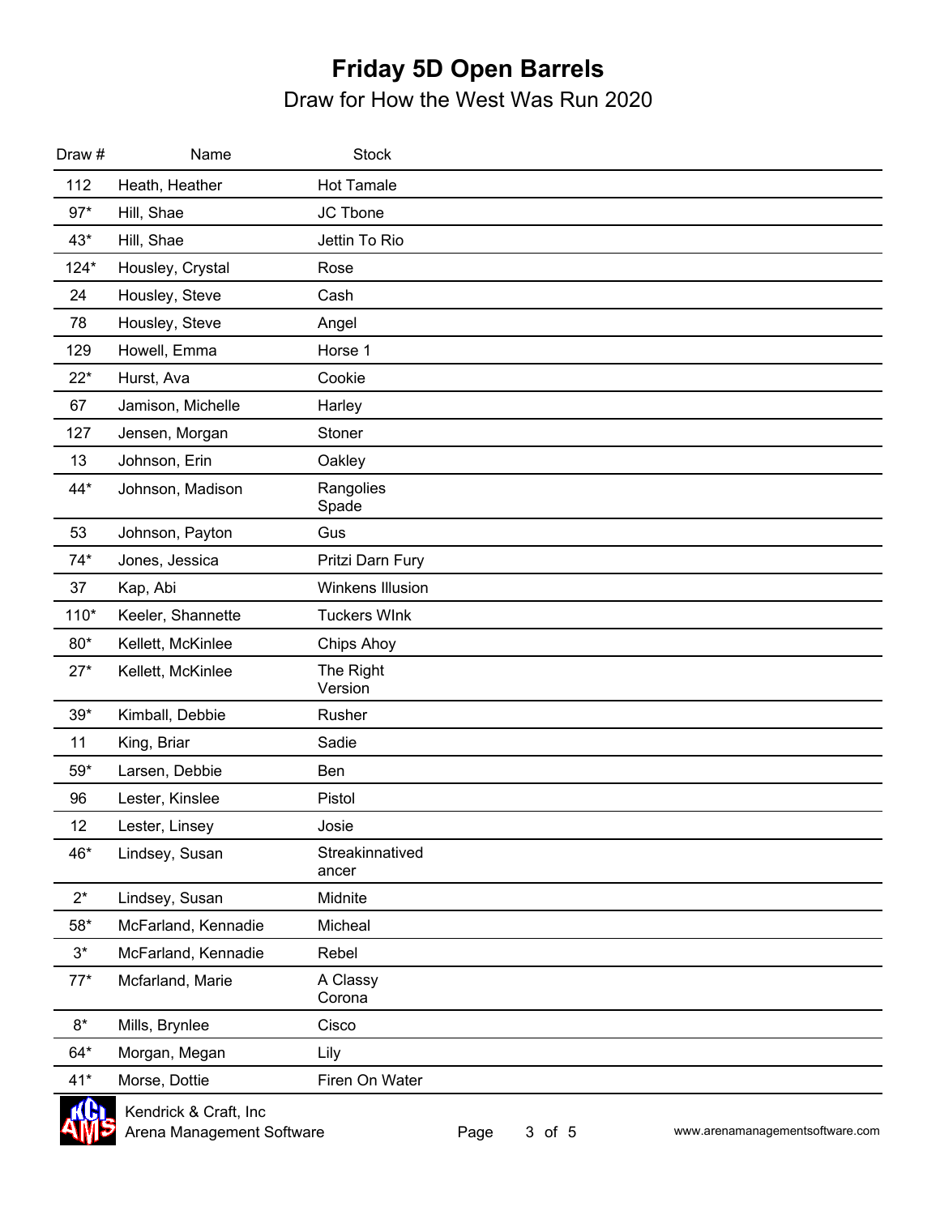# Friday 5D Open Barrels

## Draw for How the West Was Run 2020

| Draw # | Name | Stock |
|---|---|---|
| 112 | Heath, Heather | Hot Tamale |
| 97* | Hill, Shae | JC Tbone |
| 43* | Hill, Shae | Jettin To Rio |
| 124* | Housley, Crystal | Rose |
| 24 | Housley, Steve | Cash |
| 78 | Housley, Steve | Angel |
| 129 | Howell, Emma | Horse 1 |
| 22* | Hurst, Ava | Cookie |
| 67 | Jamison, Michelle | Harley |
| 127 | Jensen, Morgan | Stoner |
| 13 | Johnson, Erin | Oakley |
| 44* | Johnson, Madison | Rangolies Spade |
| 53 | Johnson, Payton | Gus |
| 74* | Jones, Jessica | Pritzi Darn Fury |
| 37 | Kap, Abi | Winkens Illusion |
| 110* | Keeler, Shannette | Tuckers WInk |
| 80* | Kellett, McKinlee | Chips Ahoy |
| 27* | Kellett, McKinlee | The Right Version |
| 39* | Kimball, Debbie | Rusher |
| 11 | King, Briar | Sadie |
| 59* | Larsen, Debbie | Ben |
| 96 | Lester, Kinslee | Pistol |
| 12 | Lester, Linsey | Josie |
| 46* | Lindsey, Susan | Streakinnatived ancer |
| 2* | Lindsey, Susan | Midnite |
| 58* | McFarland, Kennadie | Micheal |
| 3* | McFarland, Kennadie | Rebel |
| 77* | Mcfarland, Marie | A Classy Corona |
| 8* | Mills, Brynlee | Cisco |
| 64* | Morgan, Megan | Lily |
| 41* | Morse, Dottie | Firen On Water |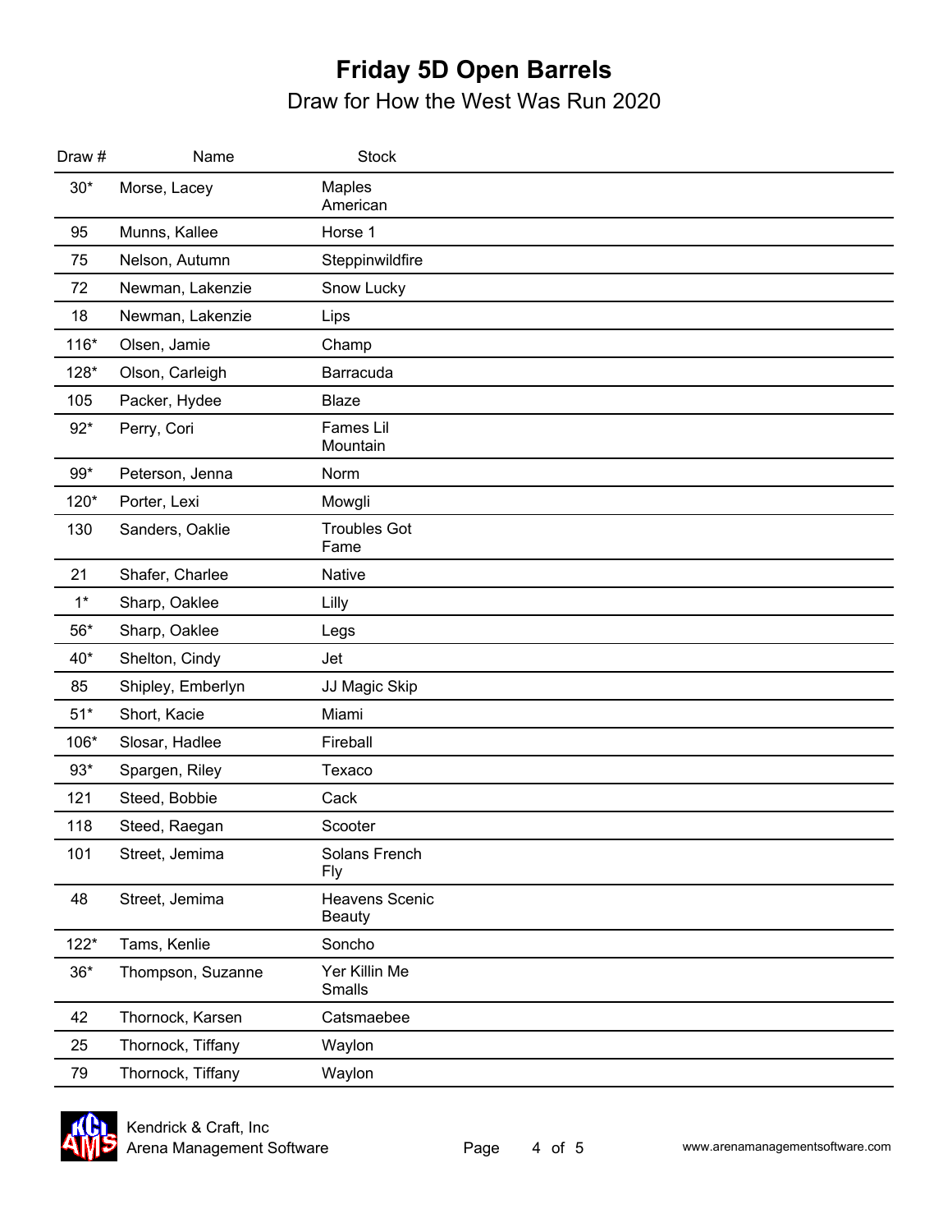# Friday 5D Open Barrels

Draw for How the West Was Run 2020

| Draw # | Name | Stock |
|---|---|---|
| 30* | Morse, Lacey | Maples American |
| 95 | Munns, Kallee | Horse 1 |
| 75 | Nelson, Autumn | Steppinwildfire |
| 72 | Newman, Lakenzie | Snow Lucky |
| 18 | Newman, Lakenzie | Lips |
| 116* | Olsen, Jamie | Champ |
| 128* | Olson, Carleigh | Barracuda |
| 105 | Packer, Hydee | Blaze |
| 92* | Perry, Cori | Fames Lil Mountain |
| 99* | Peterson, Jenna | Norm |
| 120* | Porter, Lexi | Mowgli |
| 130 | Sanders, Oaklie | Troubles Got Fame |
| 21 | Shafer, Charlee | Native |
| 1* | Sharp, Oaklee | Lilly |
| 56* | Sharp, Oaklee | Legs |
| 40* | Shelton, Cindy | Jet |
| 85 | Shipley, Emberlyn | JJ Magic Skip |
| 51* | Short, Kacie | Miami |
| 106* | Slosar, Hadlee | Fireball |
| 93* | Spargen, Riley | Texaco |
| 121 | Steed, Bobbie | Cack |
| 118 | Steed, Raegan | Scooter |
| 101 | Street, Jemima | Solans French Fly |
| 48 | Street, Jemima | Heavens Scenic Beauty |
| 122* | Tams, Kenlie | Soncho |
| 36* | Thompson, Suzanne | Yer Killin Me Smalls |
| 42 | Thornock, Karsen | Catsmaebee |
| 25 | Thornock, Tiffany | Waylon |
| 79 | Thornock, Tiffany | Waylon |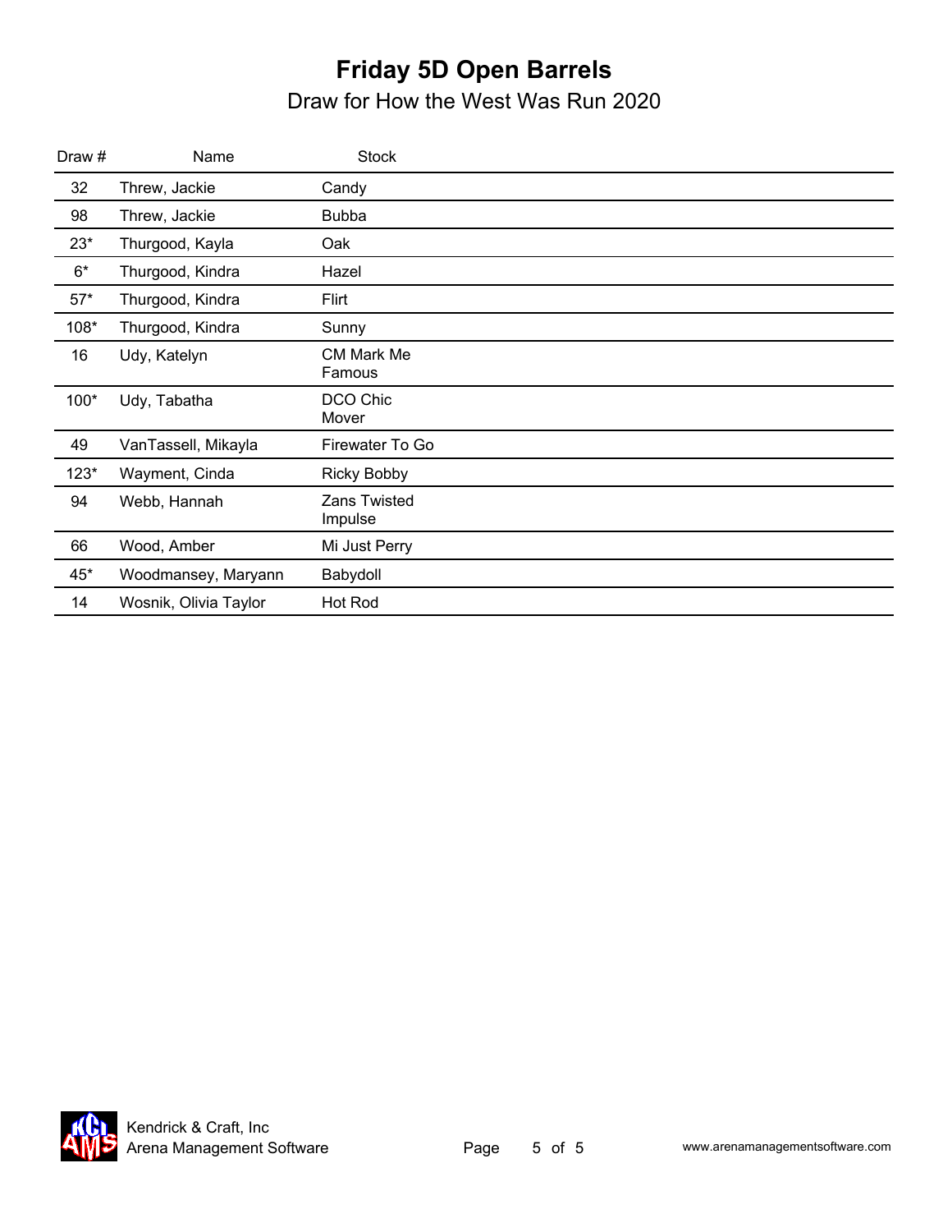# Friday 5D Open Barrels

Draw for How the West Was Run 2020

| Draw # | Name | Stock |
|---|---|---|
| 32 | Threw, Jackie | Candy |
| 98 | Threw, Jackie | Bubba |
| 23* | Thurgood, Kayla | Oak |
| 6* | Thurgood, Kindra | Hazel |
| 57* | Thurgood, Kindra | Flirt |
| 108* | Thurgood, Kindra | Sunny |
| 16 | Udy, Katelyn | CM Mark Me Famous |
| 100* | Udy, Tabatha | DCO Chic Mover |
| 49 | VanTassell, Mikayla | Firewater To Go |
| 123* | Wayment, Cinda | Ricky Bobby |
| 94 | Webb, Hannah | Zans Twisted Impulse |
| 66 | Wood, Amber | Mi Just Perry |
| 45* | Woodmansey, Maryann | Babydoll |
| 14 | Wosnik, Olivia Taylor | Hot Rod |

Kendrick & Craft, Inc
Arena Management Software

www.arenamanagementsoftware.com